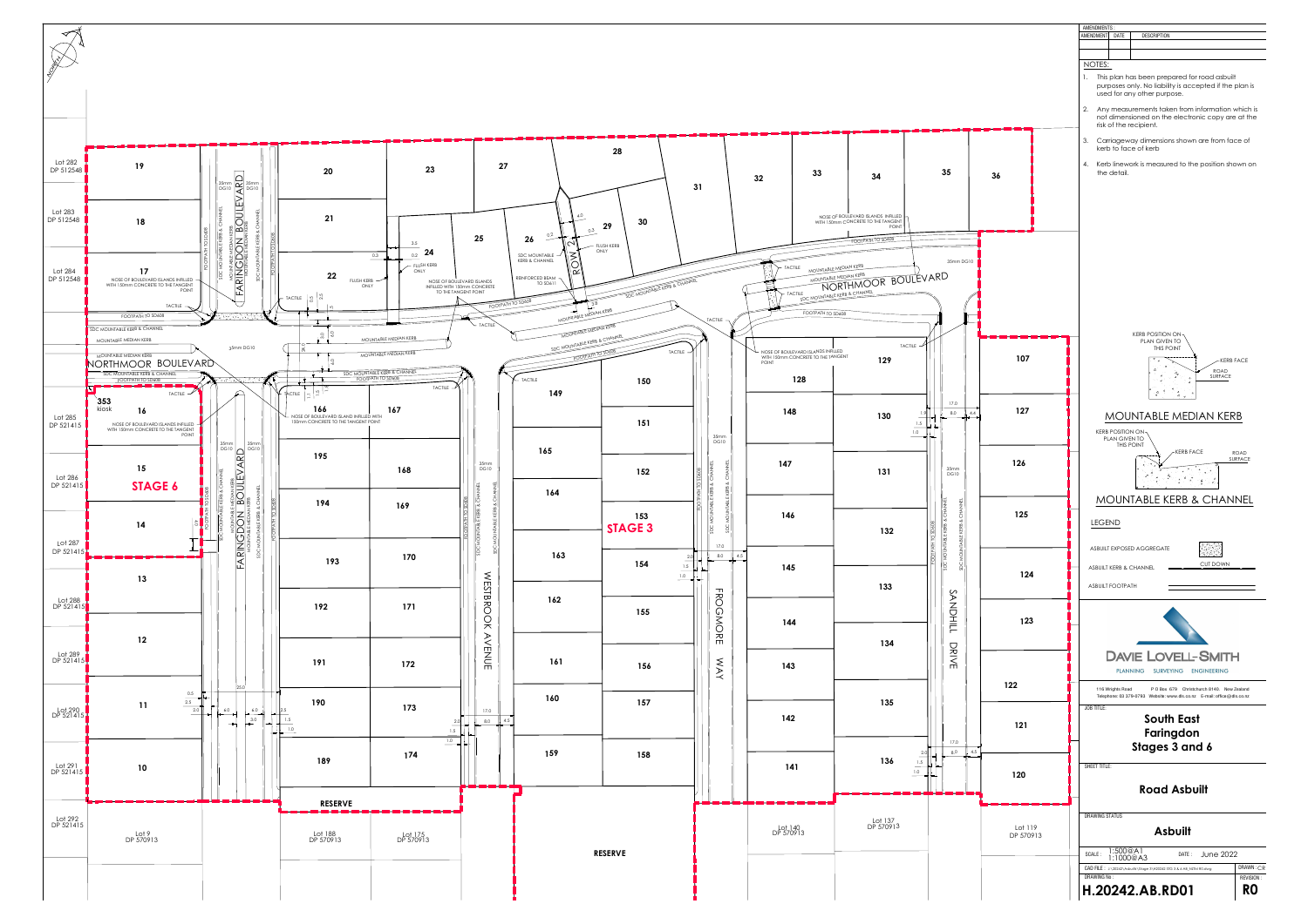AMENDMENTS :

| AMENDMENT | DATE | DESCRIPTION |
|---|---|---|
| | | |

NOTES:

1. This plan has been prepared for road asbuilt purposes only. No liability is accepted if the plan is used for any other purpose.
2. Any measurements taken from information which is not dimensioned on the electronic copy are at the risk of the recipient.
3. Carriageway dimensions shown are from face of kerb to face of kerb
4. Kerb linework is measured to the position shown on the detail.

KERB POSITION ON PLAN GIVEN TO THIS POINT — KERB FACE — ROAD SURFACE

MOUNTABLE MEDIAN KERB

KERB POSITION ON PLAN GIVEN TO THIS POINT — KERB FACE — ROAD SURFACE

MOUNTABLE KERB & CHANNEL

LEGEND

- ASBUILT EXPOSED AGGREGATE
- ASBUILT KERB & CHANNEL — CUT DOWN
- ASBUILT FOOTPATH

**DAVIE LOVELL-SMITH**

PLANNING SURVEYING ENGINEERING

116 Wrights Road P O Box 679 Christchurch 8140 New Zealand
Telephone: 03 379-0793 Website: www.dls.co.nz E-mail: office@dls.co.nz

JOB TITLE:

**South East Faringdon Stages 3 and 6**

SHEET TITLE:

**Road Asbuilt**

DRAWING STATUS

**Asbuilt**

SCALE: 1:500@A1 1:1000@A3 DATE: June 2022

DRAWN: CJR

DRAWING No.: **H.20242.AB.RD01** REVISION: **R0**

STAGE 6

STAGE 3

NORTHMOOR BOULEVARD

FARINGDON BOULEVARD

WESTBROOK AVENUE

FROGMORE WAY

SANDHILL DRIVE

ROW 2

RESERVE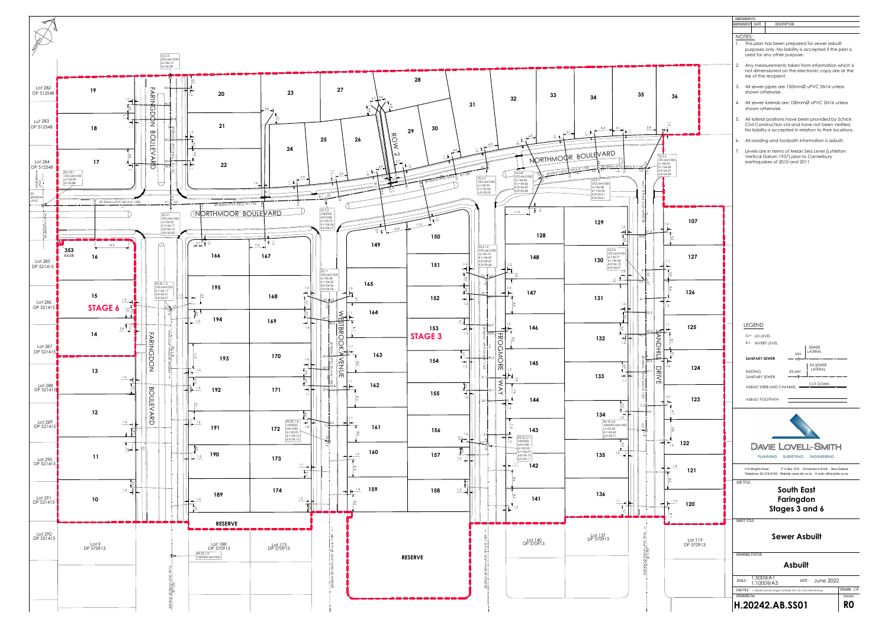AMENDMENTS:

| AMENDMENT | DATE | DESCRIPTION |
|---|---|---|
| | | |

NOTES:

1. This plan has been prepared for sewer asbuilt purposes only. No liability is accepted if the plan is used for any other purpose.
2. Any measurements taken from information which is not dimensioned on the electronic copy are at the risk of the recipient.
3. All sewer pipes are 150mmØ uPVC SN16 unless shown otherwise.
4. All sewer laterals are 100mmØ uPVC SN16 unless shown otherwise.
5. All lateral positions have been provided by Schick Civil Construction Ltd and have not been verified. No liability is accepted in relation to their locations.
6. All roading and footpath information is asbuilt.
7. Levels are in terms of Mean Sea Level (Lyttelton Vertical Datum 1937) prior to Canterbury earthquakes of 2010 and 2011

LEGEND

LL= LID LEVEL

IL= INVERT LEVEL

| | | |
|---|---|---|
| SANITARY SEWER | MH | SEWER LATERAL |
| EXISTING SANITARY SEWER | EX.MH | EX.SEWER LATERAL |
| ASBUILT KERB AND CHANNEL | | CUT DOWN |
| ASBUILT FOOTPATH | | |

DAVIE LOVELL-SMITH

PLANNING SURVEYING ENGINEERING

116 Wrights Road P O Box 679 Christchurch 8140, New Zealand
Telephone: 03 379-0793 Website: www.dls.co.nz E-mail: office@dls.co.nz

JOB TITLE:

**South East Faringdon Stages 3 and 6**

SHEET TITLE:

**Sewer Asbuilt**

DRAWING STATUS

**Asbuilt**

SCALE: 1:500@A1 1:1000@A3 DATE: June 2022

DRAWN: CR

DRAWING No.: **H.20242.AB.SS01** REVISION: **R0**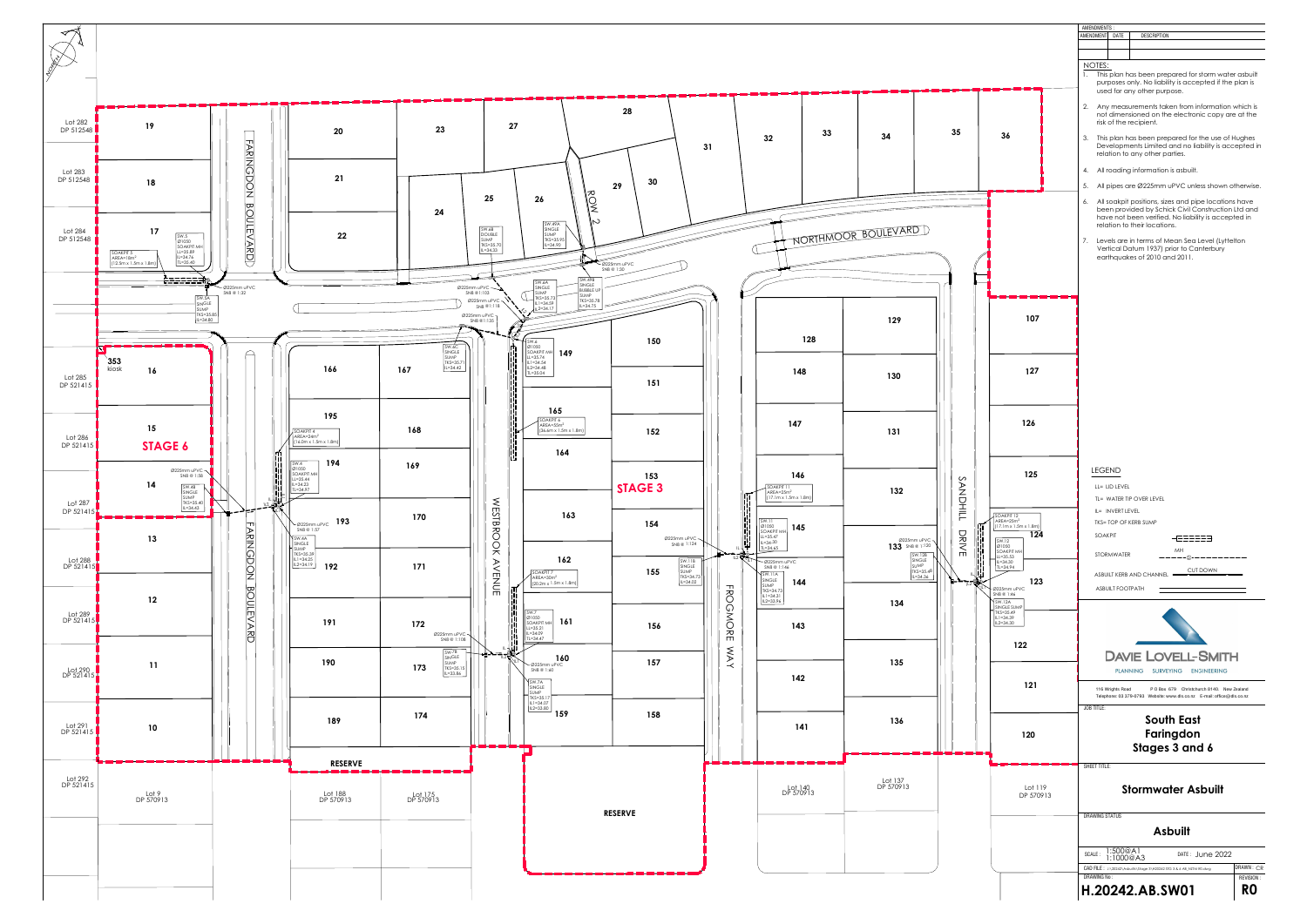AMENDMENTS :

| AMENDMENT | DATE | DESCRIPTION |
|---|---|---|
| | | |

NOTES:

1. This plan has been prepared for storm water asbuilt purposes only. No liability is accepted if the plan is used for any other purpose.
2. Any measurements taken from information which is not dimensioned on the electronic copy are at the risk of the recipient.
3. This plan has been prepared for the use of Hughes Developments Limited and no liability is accepted in relation to any other parties.
4. All roading information is asbuilt.
5. All pipes are Ø225mm uPVC unless shown otherwise.
6. All soakpit positions, sizes and pipe locations have been provided by Schick Civil Construction Ltd and have not been verified. No liability is accepted in relation to their locations.
7. Levels are in terms of Mean Sea Level (Lyttelton Vertical Datum 1937) prior to Canterbury earthquakes of 2010 and 2011.

LEGEND

LL= LID LEVEL
TL= WATER TIP OVER LEVEL
IL= INVERT LEVEL
TKS= TOP OF KERB SUMP
SOAKPIT
STORMWATER (MH)
ASBUILT KERB AND CHANNEL (CUT DOWN)
ASBUILT FOOTPATH

DAVIE LOVELL-SMITH
PLANNING SURVEYING ENGINEERING

116 Wrights Road P O Box 679 Christchurch 8140 New Zealand
Telephone: 03 379-0793 Website: www.dls.co.nz E-mail: office@dls.co.nz

JOB TITLE:

**South East Faringdon Stages 3 and 6**

SHEET TITLE:

**Stormwater Asbuilt**

DRAWING STATUS:

**Asbuilt**

SCALE : 1:500@A1 1:1000@A3 DATE : June 2022
DRAWN : CR
DRAWING No : **H.20242.AB.SW01** REVISION : **R0**

---

Plan labels:

STAGE 6 — STAGE 3 — FARINGDON BOULEVARD — NORTHMOOR BOULEVARD — WESTBROOK AVENUE — FROGMORE WAY — SANDHILL DRIVE — ROW 2 — RESERVE — 353 kiosk

Lots: 9–36, 107, 119–175, 188–195; Lot 282 DP 512548, Lot 283 DP 512548, Lot 284 DP 512548, Lot 285 DP 521415, Lot 286 DP 521415, Lot 287 DP 521415, Lot 288 DP 521415, Lot 289 DP 521415, Lot 290 DP 521415, Lot 291 DP 521415, Lot 292 DP 521415, Lot 9 DP 570913, Lot 188 DP 570913, Lot 175 DP 570913, Lot 140 DP 570913, Lot 137 DP 570913, Lot 119 DP 570913

SOAKPIT 5 AREA=18m² (12.5m x 1.5m x 1.8m)
SW 5 Ø1050 SOAKPIT MH LL=35.89 IL=34.76 TL=35.40
SW 5A SINGLE SUMP TKS=35.85 IL=34.80
Ø225mm uPVC SN8 @ 1:32
SW 4B DOUBLE SUMP TKS=35.70 IL=34.53
SW 49A SINGLE SUMP TKS=35.95 IL=34.90
Ø225mm uPVC SN8 @ 1:30
Ø225mm uPVC SN8 @ 1:103
Ø225mm uPVC SN8 @ 1:118
Ø225mm uPVC SN8 @ 1:135
SW 6A SINGLE SUMP TKS=35.73 IL1=34.59 IL2=34.17
SW 49B SINGLE BUBBLE UP SUMP TKS=35.78 IL=34.75
SW 6C SINGLE SUMP TKS=35.71 IL=34.42
SW 6 Ø1050 SOAKPIT MH LL=35.74 IL1=34.54 IL2=34.48 TL=35.04
SOAKPIT 6 AREA=55m² (36.6m x 1.5m x 1.8m)
SOAKPIT 4 AREA=24m² (16.0m x 1.5m x 1.8m)
Ø225mm uPVC SN8 @ 1:58
SW 4B SINGLE SUMP TKS=35.40 IL=34.43
SW 4 Ø1050 SOAKPIT MH LL=35.44 IL=34.33 TL=34.97
Ø225mm uPVC SN8 @ 1:57
SW 4A SINGLE SUMP TKS=35.39 IL1=34.25 IL2=34.19
SOAKPIT 7 AREA=30m² (20.2m x 1.5m x 1.8m)
SW 7 Ø1050 SOAKPIT MH LL=35.21 IL=34.09 TL=34.47
Ø225mm uPVC SN8 @ 1:108
SW 7B SINGLE SUMP TKS=35.15 IL=33.86
Ø225mm uPVC SN8 @ 1:60
SW 7A SINGLE SUMP TKS=35.17 IL1=34.07 IL2=33.80
Ø225mm uPVC SN8 @ 1:134
SW 11B SINGLE SUMP TKS=34.73 IL=34.02
SOAKPIT 11 AREA=25m² (17.1m x 1.5m x 1.8m)
SW 11 Ø1050 SOAKPIT MH LL=35.47 IL=34.30 TL=34.65
Ø225mm uPVC SN8 @ 1:146
SW 11A SINGLE SUMP TKS=34.73 IL=34.31 IL2=33.96
Ø225mm uPVC SN8 @ 1:130
SW 12B SINGLE SUMP TKS=35.49 IL=34.26
SOAKPIT 12 AREA=25m² (17.1m x 1.5m x 1.8m)
SW 12 Ø1050 SOAKPIT MH LL=35.53 IL=34.30 TL=34.94
Ø225mm uPVC SN8 @ 1:46
SW 12A SINGLE SUMP TKS=35.49 IL=34.39 IL2=34.30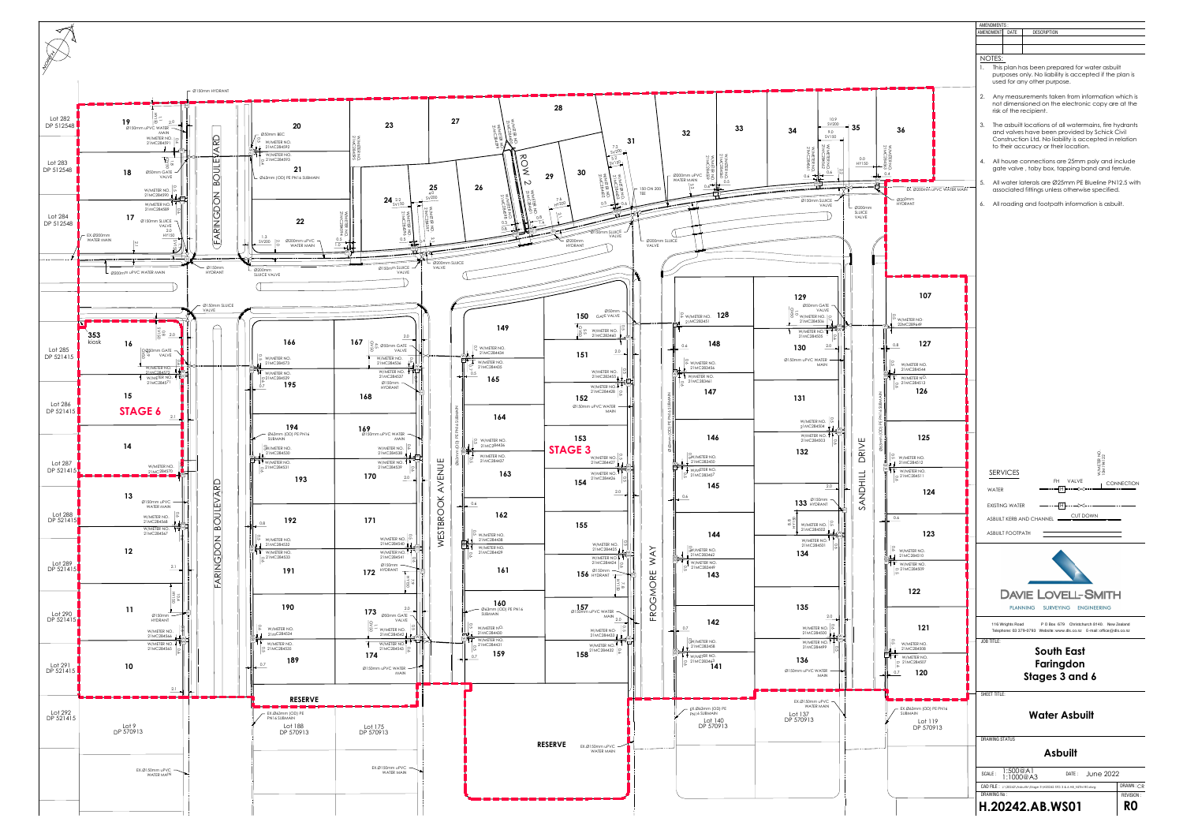AMENDMENTS :

| AMENDMENT | DATE | DESCRIPTION |
| --- | --- | --- |
| | | |

NOTES:

1. This plan has been prepared for water asbuilt purposes only. No liability is accepted if the plan is used for any other purpose.
2. Any measurements taken from information which is not dimensioned on the electronic copy are at the risk of the recipient.
3. The asbuilt locations of all watermains, fire hydrants and valves have been provided by Schick Civil Construction Ltd. No liability is accepted in relation to their accuracy or their location.
4. All house connections are 25mm poly and include gate valve , toby box, tapping band and ferrule.
5. All water laterals are Ø25mm PE Blueline PN12.5 with associated fittings unless otherwise specified.
6. All roading and footpath information is asbuilt.

SERVICES

WATER — FH VALVE CONNECTION

EXISTING WATER

ASBUILT KERB AND CHANNEL — CUT DOWN

ASBUILT FOOTPATH

DAVIE LOVELL-SMITH

PLANNING SURVEYING ENGINEERING

116 Wrights Road P O Box 679 Christchurch 8140 New Zealand
Telephone: 03 379-0793 Website: www.dls.co.nz E-mail: office@dls.co.nz

JOB TITLE:

**South East Faringdon Stages 3 and 6**

SHEET TITLE:

**Water Asbuilt**

DRAWING STATUS

**Asbuilt**

SCALE : 1:500@A1 1:1000@A3

DATE : June 2022

DRAWN : CR

DRAWING No. : **H.20242.AB.WS01**

REVISION : **R0**

FARINGDON BOULEVARD

WESTBROOK AVENUE

FROGMORE WAY

SANDHILL DRIVE

ROW 2

STAGE 6

STAGE 3

RESERVE